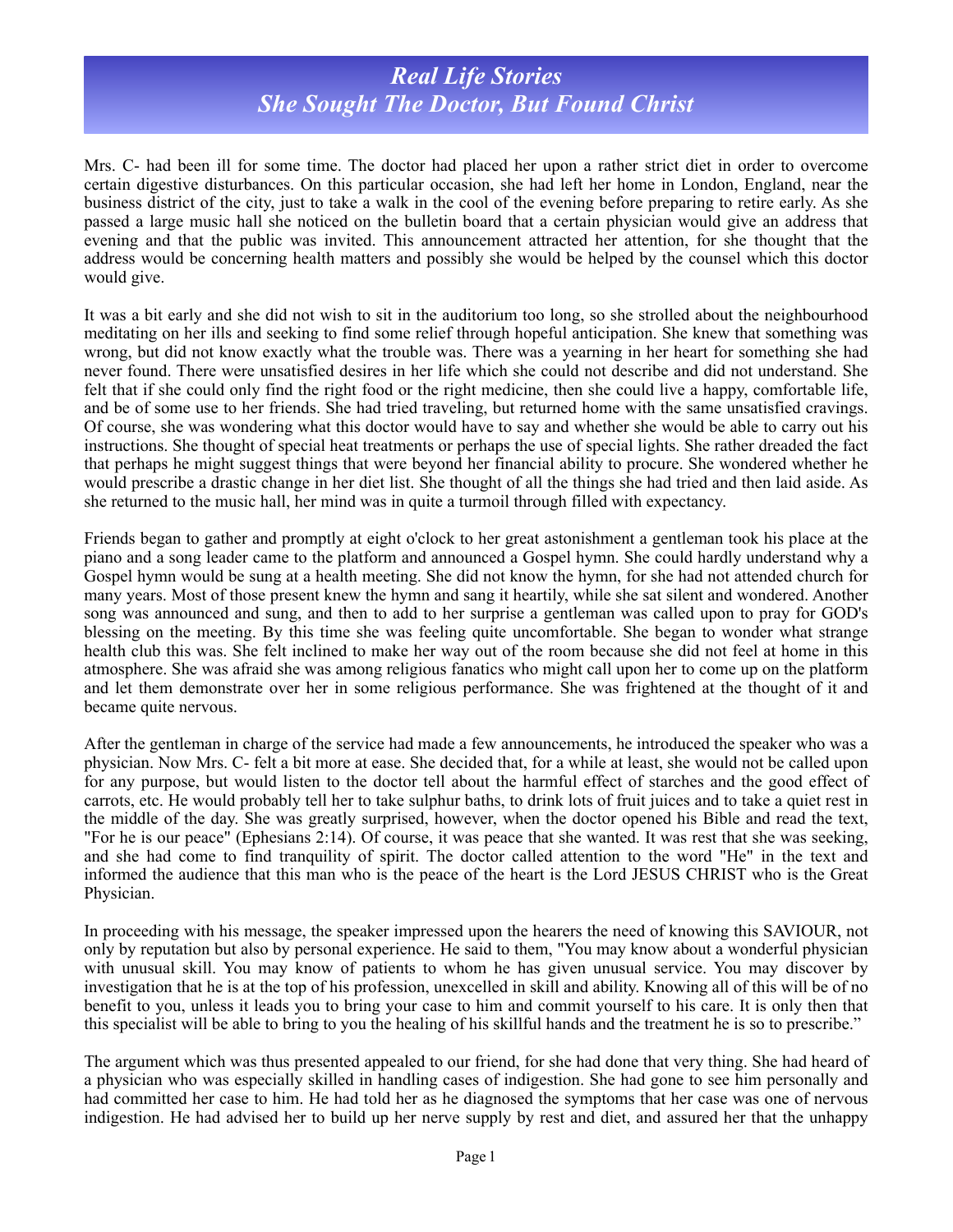# *Real Life Stories*
# *She Sought The Doctor, But Found Christ*

Mrs. C- had been ill for some time. The doctor had placed her upon a rather strict diet in order to overcome certain digestive disturbances. On this particular occasion, she had left her home in London, England, near the business district of the city, just to take a walk in the cool of the evening before preparing to retire early. As she passed a large music hall she noticed on the bulletin board that a certain physician would give an address that evening and that the public was invited. This announcement attracted her attention, for she thought that the address would be concerning health matters and possibly she would be helped by the counsel which this doctor would give.

It was a bit early and she did not wish to sit in the auditorium too long, so she strolled about the neighbourhood meditating on her ills and seeking to find some relief through hopeful anticipation. She knew that something was wrong, but did not know exactly what the trouble was. There was a yearning in her heart for something she had never found. There were unsatisfied desires in her life which she could not describe and did not understand. She felt that if she could only find the right food or the right medicine, then she could live a happy, comfortable life, and be of some use to her friends. She had tried traveling, but returned home with the same unsatisfied cravings. Of course, she was wondering what this doctor would have to say and whether she would be able to carry out his instructions. She thought of special heat treatments or perhaps the use of special lights. She rather dreaded the fact that perhaps he might suggest things that were beyond her financial ability to procure. She wondered whether he would prescribe a drastic change in her diet list. She thought of all the things she had tried and then laid aside. As she returned to the music hall, her mind was in quite a turmoil through filled with expectancy.

Friends began to gather and promptly at eight o'clock to her great astonishment a gentleman took his place at the piano and a song leader came to the platform and announced a Gospel hymn. She could hardly understand why a Gospel hymn would be sung at a health meeting. She did not know the hymn, for she had not attended church for many years. Most of those present knew the hymn and sang it heartily, while she sat silent and wondered. Another song was announced and sung, and then to add to her surprise a gentleman was called upon to pray for GOD's blessing on the meeting. By this time she was feeling quite uncomfortable. She began to wonder what strange health club this was. She felt inclined to make her way out of the room because she did not feel at home in this atmosphere. She was afraid she was among religious fanatics who might call upon her to come up on the platform and let them demonstrate over her in some religious performance. She was frightened at the thought of it and became quite nervous.

After the gentleman in charge of the service had made a few announcements, he introduced the speaker who was a physician. Now Mrs. C- felt a bit more at ease. She decided that, for a while at least, she would not be called upon for any purpose, but would listen to the doctor tell about the harmful effect of starches and the good effect of carrots, etc. He would probably tell her to take sulphur baths, to drink lots of fruit juices and to take a quiet rest in the middle of the day. She was greatly surprised, however, when the doctor opened his Bible and read the text, "For he is our peace" (Ephesians 2:14). Of course, it was peace that she wanted. It was rest that she was seeking, and she had come to find tranquility of spirit. The doctor called attention to the word "He" in the text and informed the audience that this man who is the peace of the heart is the Lord JESUS CHRIST who is the Great Physician.

In proceeding with his message, the speaker impressed upon the hearers the need of knowing this SAVIOUR, not only by reputation but also by personal experience. He said to them, "You may know about a wonderful physician with unusual skill. You may know of patients to whom he has given unusual service. You may discover by investigation that he is at the top of his profession, unexcelled in skill and ability. Knowing all of this will be of no benefit to you, unless it leads you to bring your case to him and commit yourself to his care. It is only then that this specialist will be able to bring to you the healing of his skillful hands and the treatment he is so to prescribe."

The argument which was thus presented appealed to our friend, for she had done that very thing. She had heard of a physician who was especially skilled in handling cases of indigestion. She had gone to see him personally and had committed her case to him. He had told her as he diagnosed the symptoms that her case was one of nervous indigestion. He had advised her to build up her nerve supply by rest and diet, and assured her that the unhappy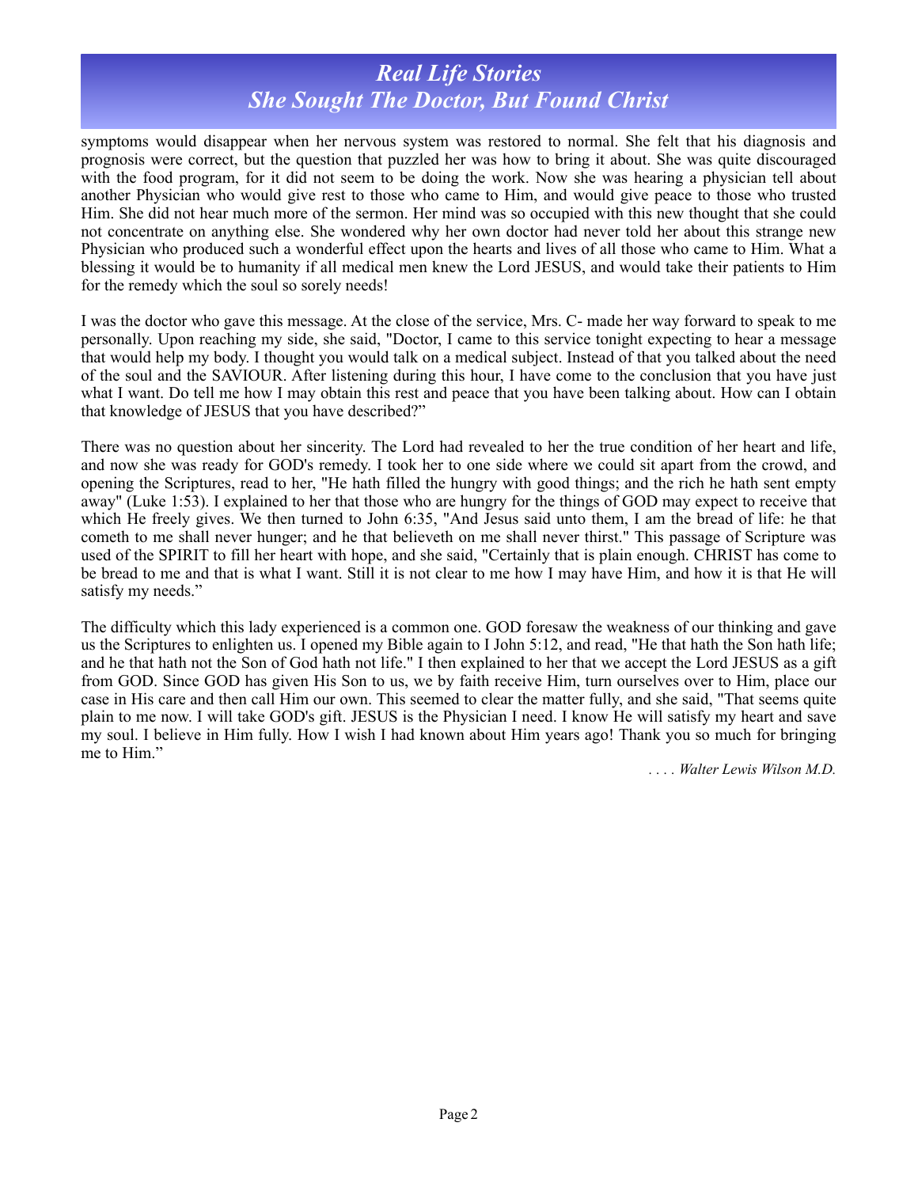symptoms would disappear when her nervous system was restored to normal. She felt that his diagnosis and prognosis were correct, but the question that puzzled her was how to bring it about. She was quite discouraged with the food program, for it did not seem to be doing the work. Now she was hearing a physician tell about another Physician who would give rest to those who came to Him, and would give peace to those who trusted Him. She did not hear much more of the sermon. Her mind was so occupied with this new thought that she could not concentrate on anything else. She wondered why her own doctor had never told her about this strange new Physician who produced such a wonderful effect upon the hearts and lives of all those who came to Him. What a blessing it would be to humanity if all medical men knew the Lord JESUS, and would take their patients to Him for the remedy which the soul so sorely needs!

I was the doctor who gave this message. At the close of the service, Mrs. C- made her way forward to speak to me personally. Upon reaching my side, she said, "Doctor, I came to this service tonight expecting to hear a message that would help my body. I thought you would talk on a medical subject. Instead of that you talked about the need of the soul and the SAVIOUR. After listening during this hour, I have come to the conclusion that you have just what I want. Do tell me how I may obtain this rest and peace that you have been talking about. How can I obtain that knowledge of JESUS that you have described?"

There was no question about her sincerity. The Lord had revealed to her the true condition of her heart and life, and now she was ready for GOD's remedy. I took her to one side where we could sit apart from the crowd, and opening the Scriptures, read to her, "He hath filled the hungry with good things; and the rich he hath sent empty away" (Luke 1:53). I explained to her that those who are hungry for the things of GOD may expect to receive that which He freely gives. We then turned to John 6:35, "And Jesus said unto them, I am the bread of life: he that cometh to me shall never hunger; and he that believeth on me shall never thirst." This passage of Scripture was used of the SPIRIT to fill her heart with hope, and she said, "Certainly that is plain enough. CHRIST has come to be bread to me and that is what I want. Still it is not clear to me how I may have Him, and how it is that He will satisfy my needs."

The difficulty which this lady experienced is a common one. GOD foresaw the weakness of our thinking and gave us the Scriptures to enlighten us. I opened my Bible again to I John 5:12, and read, "He that hath the Son hath life; and he that hath not the Son of God hath not life." I then explained to her that we accept the Lord JESUS as a gift from GOD. Since GOD has given His Son to us, we by faith receive Him, turn ourselves over to Him, place our case in His care and then call Him our own. This seemed to clear the matter fully, and she said, "That seems quite plain to me now. I will take GOD's gift. JESUS is the Physician I need. I know He will satisfy my heart and save my soul. I believe in Him fully. How I wish I had known about Him years ago! Thank you so much for bringing me to Him."

*. . . . Walter Lewis Wilson M.D.*